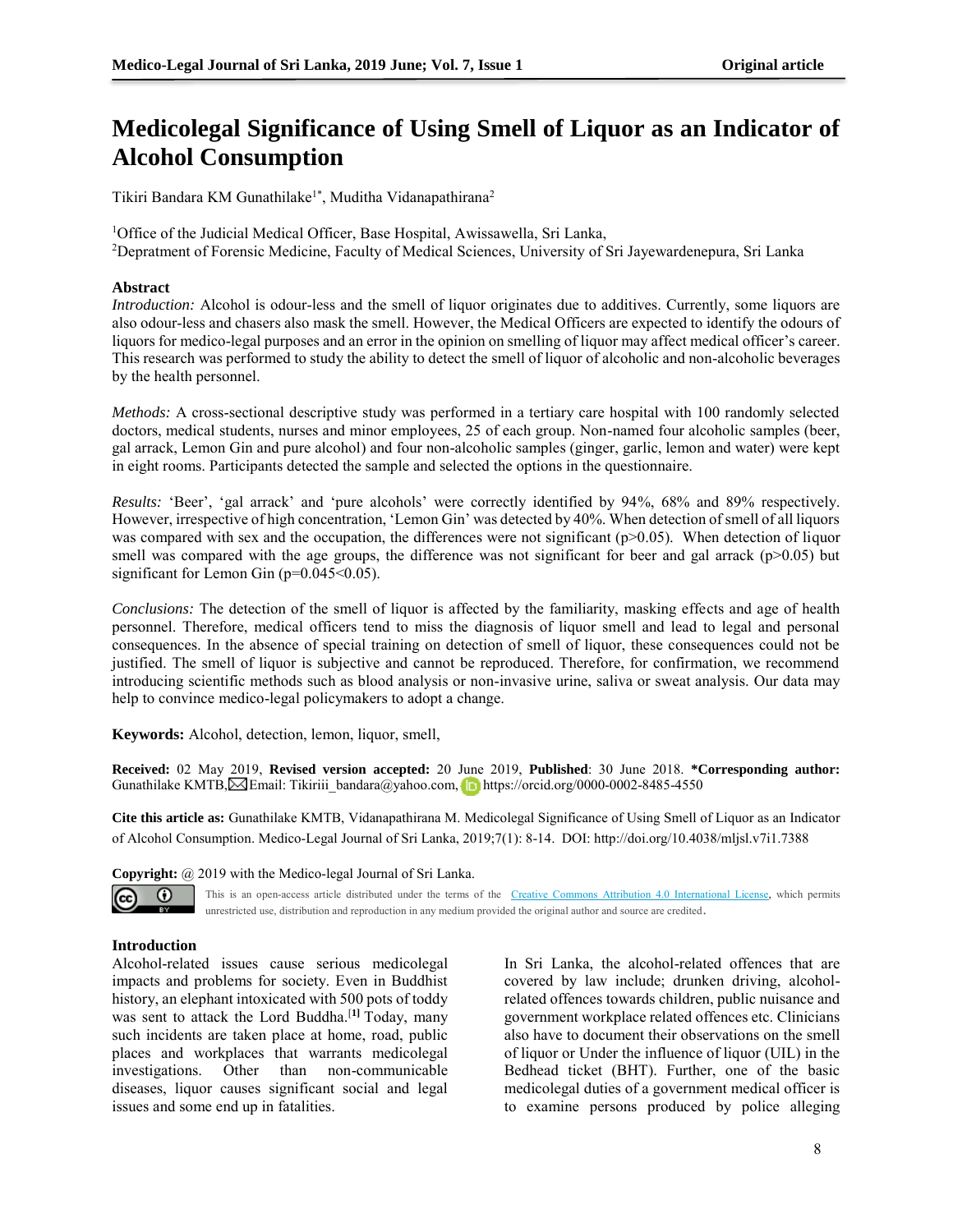# Medicolegal Significance of Using Smell of Liquor as an Indicator of Alcohol Consumption

Tikiri Bandara KM Gunathilake[1*], Muditha Vidanapathirana[2]

[1]Office of the Judicial Medical Officer, Base Hospital, Awissawella, Sri Lanka,
[2]Depratment of Forensic Medicine, Faculty of Medical Sciences, University of Sri Jayewardenepura, Sri Lanka

## Abstract

*Introduction:* Alcohol is odour-less and the smell of liquor originates due to additives. Currently, some liquors are also odour-less and chasers also mask the smell. However, the Medical Officers are expected to identify the odours of liquors for medico-legal purposes and an error in the opinion on smelling of liquor may affect medical officer's career. This research was performed to study the ability to detect the smell of liquor of alcoholic and non-alcoholic beverages by the health personnel.

*Methods:* A cross-sectional descriptive study was performed in a tertiary care hospital with 100 randomly selected doctors, medical students, nurses and minor employees, 25 of each group. Non-named four alcoholic samples (beer, gal arrack, Lemon Gin and pure alcohol) and four non-alcoholic samples (ginger, garlic, lemon and water) were kept in eight rooms. Participants detected the sample and selected the options in the questionnaire.

*Results:* 'Beer', 'gal arrack' and 'pure alcohols' were correctly identified by 94%, 68% and 89% respectively. However, irrespective of high concentration, 'Lemon Gin' was detected by 40%. When detection of smell of all liquors was compared with sex and the occupation, the differences were not significant ($p>0.05$). When detection of liquor smell was compared with the age groups, the difference was not significant for beer and gal arrack ($p>0.05$) but significant for Lemon Gin ($p=0.045<0.05$).

*Conclusions:* The detection of the smell of liquor is affected by the familiarity, masking effects and age of health personnel. Therefore, medical officers tend to miss the diagnosis of liquor smell and lead to legal and personal consequences. In the absence of special training on detection of smell of liquor, these consequences could not be justified. The smell of liquor is subjective and cannot be reproduced. Therefore, for confirmation, we recommend introducing scientific methods such as blood analysis or non-invasive urine, saliva or sweat analysis. Our data may help to convince medico-legal policymakers to adopt a change.

**Keywords:** Alcohol, detection, lemon, liquor, smell,

**Received:** 02 May 2019, **Revised version accepted:** 20 June 2019, **Published**: 30 June 2018. ***Corresponding author:** Gunathilake KMTB, Email: Tikiriii_bandara@yahoo.com, https://orcid.org/0000-0002-8485-4550

**Cite this article as:** Gunathilake KMTB, Vidanapathirana M. Medicolegal Significance of Using Smell of Liquor as an Indicator of Alcohol Consumption. Medico-Legal Journal of Sri Lanka, 2019;7(1): 8-14. DOI: http://doi.org/10.4038/mljsl.v7i1.7388

**Copyright:** @ 2019 with the Medico-legal Journal of Sri Lanka.

This is an open-access article distributed under the terms of the Creative Commons Attribution 4.0 International License, which permits unrestricted use, distribution and reproduction in any medium provided the original author and source are credited.

## Introduction

Alcohol-related issues cause serious medicolegal impacts and problems for society. Even in Buddhist history, an elephant intoxicated with 500 pots of toddy was sent to attack the Lord Buddha.[1] Today, many such incidents are taken place at home, road, public places and workplaces that warrants medicolegal investigations. Other than non-communicable diseases, liquor causes significant social and legal issues and some end up in fatalities.

In Sri Lanka, the alcohol-related offences that are covered by law include; drunken driving, alcohol-related offences towards children, public nuisance and government workplace related offences etc. Clinicians also have to document their observations on the smell of liquor or Under the influence of liquor (UIL) in the Bedhead ticket (BHT). Further, one of the basic medicolegal duties of a government medical officer is to examine persons produced by police alleging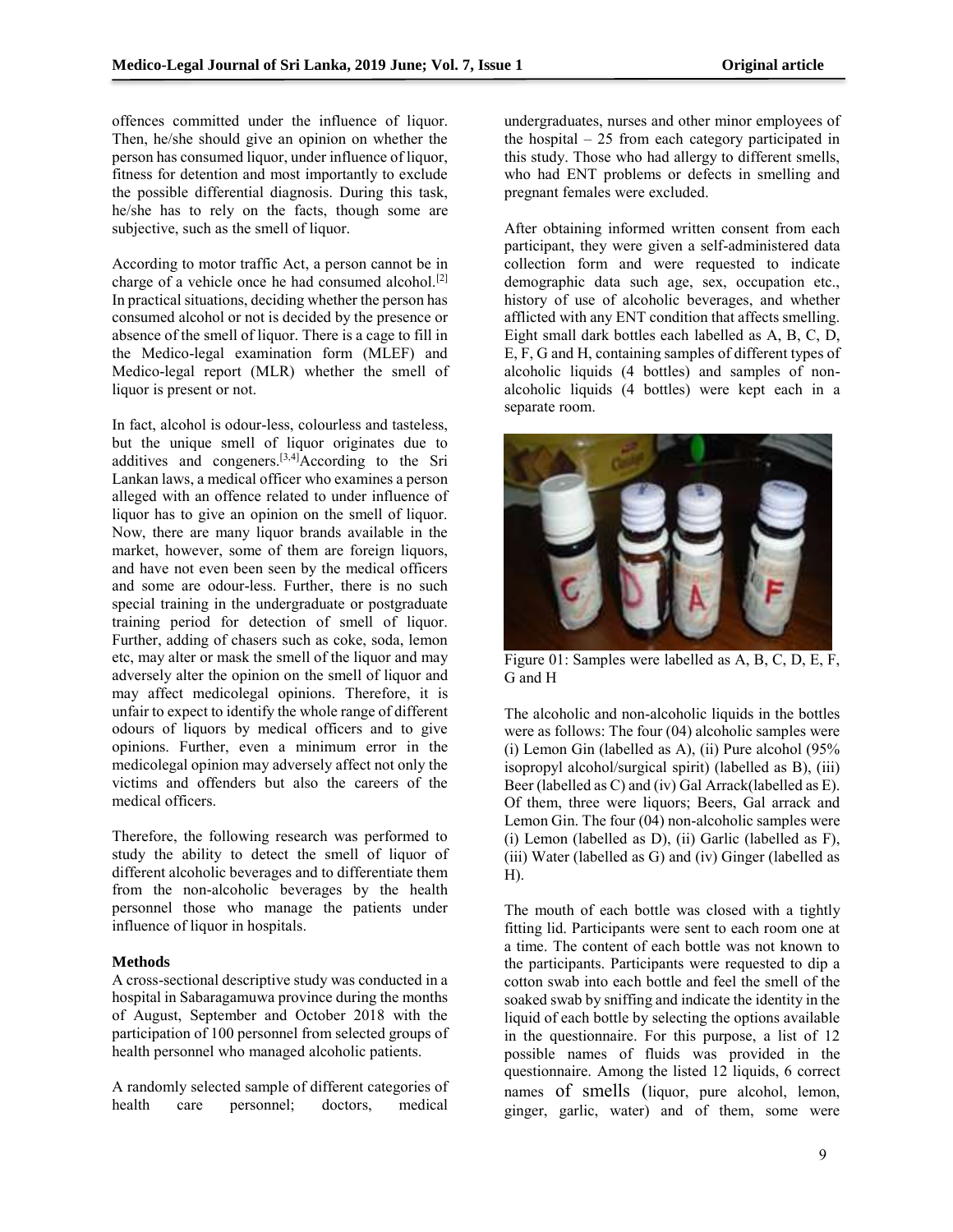offences committed under the influence of liquor. Then, he/she should give an opinion on whether the person has consumed liquor, under influence of liquor, fitness for detention and most importantly to exclude the possible differential diagnosis. During this task, he/she has to rely on the facts, though some are subjective, such as the smell of liquor.

According to motor traffic Act, a person cannot be in charge of a vehicle once he had consumed alcohol.[2] In practical situations, deciding whether the person has consumed alcohol or not is decided by the presence or absence of the smell of liquor. There is a cage to fill in the Medico-legal examination form (MLEF) and Medico-legal report (MLR) whether the smell of liquor is present or not.

In fact, alcohol is odour-less, colourless and tasteless, but the unique smell of liquor originates due to additives and congeners.[3,4]According to the Sri Lankan laws, a medical officer who examines a person alleged with an offence related to under influence of liquor has to give an opinion on the smell of liquor. Now, there are many liquor brands available in the market, however, some of them are foreign liquors, and have not even been seen by the medical officers and some are odour-less. Further, there is no such special training in the undergraduate or postgraduate training period for detection of smell of liquor. Further, adding of chasers such as coke, soda, lemon etc, may alter or mask the smell of the liquor and may adversely alter the opinion on the smell of liquor and may affect medicolegal opinions. Therefore, it is unfair to expect to identify the whole range of different odours of liquors by medical officers and to give opinions. Further, even a minimum error in the medicolegal opinion may adversely affect not only the victims and offenders but also the careers of the medical officers.

Therefore, the following research was performed to study the ability to detect the smell of liquor of different alcoholic beverages and to differentiate them from the non-alcoholic beverages by the health personnel those who manage the patients under influence of liquor in hospitals.

**Methods**

A cross-sectional descriptive study was conducted in a hospital in Sabaragamuwa province during the months of August, September and October 2018 with the participation of 100 personnel from selected groups of health personnel who managed alcoholic patients.

A randomly selected sample of different categories of health care personnel; doctors, medical undergraduates, nurses and other minor employees of the hospital – 25 from each category participated in this study. Those who had allergy to different smells, who had ENT problems or defects in smelling and pregnant females were excluded.

After obtaining informed written consent from each participant, they were given a self-administered data collection form and were requested to indicate demographic data such age, sex, occupation etc., history of use of alcoholic beverages, and whether afflicted with any ENT condition that affects smelling. Eight small dark bottles each labelled as A, B, C, D, E, F, G and H, containing samples of different types of alcoholic liquids (4 bottles) and samples of non-alcoholic liquids (4 bottles) were kept each in a separate room.

Figure 01: Samples were labelled as A, B, C, D, E, F, G and H

The alcoholic and non-alcoholic liquids in the bottles were as follows: The four (04) alcoholic samples were (i) Lemon Gin (labelled as A), (ii) Pure alcohol (95% isopropyl alcohol/surgical spirit) (labelled as B), (iii) Beer (labelled as C) and (iv) Gal Arrack(labelled as E). Of them, three were liquors; Beers, Gal arrack and Lemon Gin. The four (04) non-alcoholic samples were (i) Lemon (labelled as D), (ii) Garlic (labelled as F), (iii) Water (labelled as G) and (iv) Ginger (labelled as H).

The mouth of each bottle was closed with a tightly fitting lid. Participants were sent to each room one at a time. The content of each bottle was not known to the participants. Participants were requested to dip a cotton swab into each bottle and feel the smell of the soaked swab by sniffing and indicate the identity in the liquid of each bottle by selecting the options available in the questionnaire. For this purpose, a list of 12 possible names of fluids was provided in the questionnaire. Among the listed 12 liquids, 6 correct names of smells (liquor, pure alcohol, lemon, ginger, garlic, water) and of them, some were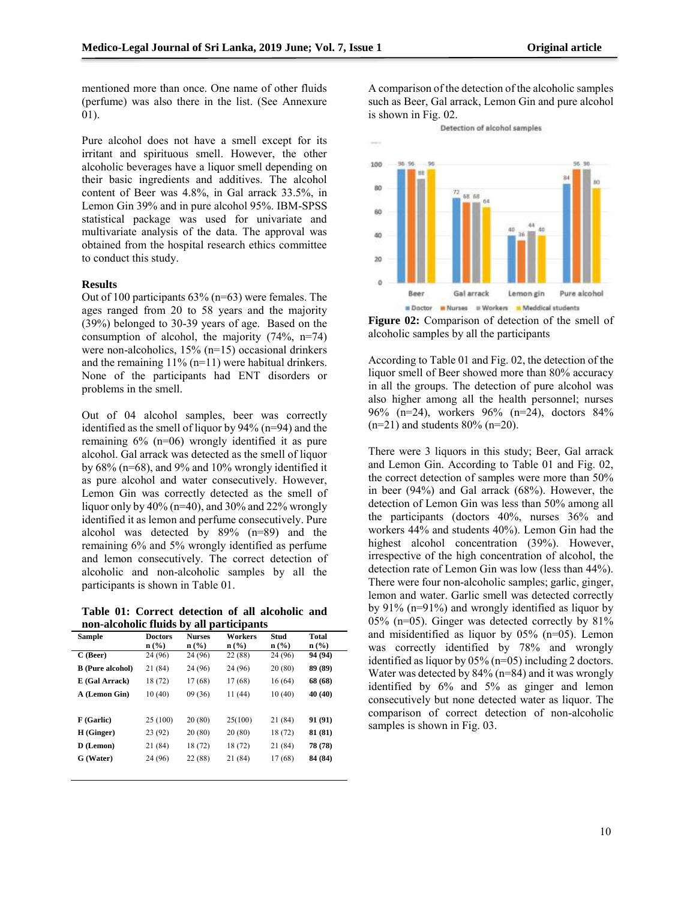mentioned more than once. One name of other fluids (perfume) was also there in the list. (See Annexure 01).

Pure alcohol does not have a smell except for its irritant and spirituous smell. However, the other alcoholic beverages have a liquor smell depending on their basic ingredients and additives. The alcohol content of Beer was 4.8%, in Gal arrack 33.5%, in Lemon Gin 39% and in pure alcohol 95%. IBM-SPSS statistical package was used for univariate and multivariate analysis of the data. The approval was obtained from the hospital research ethics committee to conduct this study.

**Results**

Out of 100 participants 63% (n=63) were females. The ages ranged from 20 to 58 years and the majority (39%) belonged to 30-39 years of age. Based on the consumption of alcohol, the majority (74%, n=74) were non-alcoholics, 15% (n=15) occasional drinkers and the remaining 11% (n=11) were habitual drinkers. None of the participants had ENT disorders or problems in the smell.

Out of 04 alcohol samples, beer was correctly identified as the smell of liquor by 94% (n=94) and the remaining 6% (n=06) wrongly identified it as pure alcohol. Gal arrack was detected as the smell of liquor by 68% (n=68), and 9% and 10% wrongly identified it as pure alcohol and water consecutively. However, Lemon Gin was correctly detected as the smell of liquor only by 40% (n=40), and 30% and 22% wrongly identified it as lemon and perfume consecutively. Pure alcohol was detected by 89% (n=89) and the remaining 6% and 5% wrongly identified as perfume and lemon consecutively. The correct detection of alcoholic and non-alcoholic samples by all the participants is shown in Table 01.

**Table 01: Correct detection of all alcoholic and non-alcoholic fluids by all participants**

| Sample | Doctors n (%) | Nurses n (%) | Workers n (%) | Stud n (%) | Total n (%) |
|---|---|---|---|---|---|
| **C (Beer)** | 24 (96) | 24 (96) | 22 (88) | 24 (96) | **94 (94)** |
| **B (Pure alcohol)** | 21 (84) | 24 (96) | 24 (96) | 20 (80) | **89 (89)** |
| **E (Gal Arrack)** | 18 (72) | 17 (68) | 17 (68) | 16 (64) | **68 (68)** |
| **A (Lemon Gin)** | 10 (40) | 09 (36) | 11 (44) | 10 (40) | **40 (40)** |
| **F (Garlic)** | 25 (100) | 20 (80) | 25(100) | 21 (84) | **91 (91)** |
| **H (Ginger)** | 23 (92) | 20 (80) | 20 (80) | 18 (72) | **81 (81)** |
| **D (Lemon)** | 21 (84) | 18 (72) | 18 (72) | 21 (84) | **78 (78)** |
| **G (Water)** | 24 (96) | 22 (88) | 21 (84) | 17 (68) | **84 (84)** |

A comparison of the detection of the alcoholic samples such as Beer, Gal arrack, Lemon Gin and pure alcohol is shown in Fig. 02.

**Figure 02:** Comparison of detection of the smell of alcoholic samples by all the participants

According to Table 01 and Fig. 02, the detection of the liquor smell of Beer showed more than 80% accuracy in all the groups. The detection of pure alcohol was also higher among all the health personnel; nurses 96% (n=24), workers 96% (n=24), doctors 84% (n=21) and students 80% (n=20).

There were 3 liquors in this study; Beer, Gal arrack and Lemon Gin. According to Table 01 and Fig. 02, the correct detection of samples were more than 50% in beer (94%) and Gal arrack (68%). However, the detection of Lemon Gin was less than 50% among all the participants (doctors 40%, nurses 36% and workers 44% and students 40%). Lemon Gin had the highest alcohol concentration (39%). However, irrespective of the high concentration of alcohol, the detection rate of Lemon Gin was low (less than 44%). There were four non-alcoholic samples; garlic, ginger, lemon and water. Garlic smell was detected correctly by 91% (n=91%) and wrongly identified as liquor by 05% (n=05). Ginger was detected correctly by 81% and misidentified as liquor by 05% (n=05). Lemon was correctly identified by 78% and wrongly identified as liquor by 05% (n=05) including 2 doctors. Water was detected by 84% (n=84) and it was wrongly identified by 6% and 5% as ginger and lemon consecutively but none detected water as liquor. The comparison of correct detection of non-alcoholic samples is shown in Fig. 03.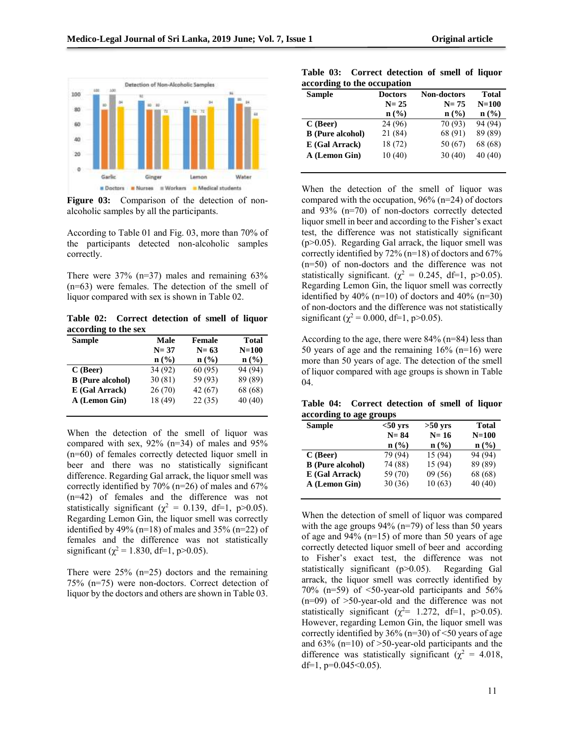**Figure 03:** Comparison of the detection of non-alcoholic samples by all the participants.

According to Table 01 and Fig. 03, more than 70% of the participants detected non-alcoholic samples correctly.

There were 37% (n=37) males and remaining 63% (n=63) were females. The detection of the smell of liquor compared with sex is shown in Table 02.

**Table 02: Correct detection of smell of liquor according to the sex**

| Sample | Male N= 37 n (%) | Female N= 63 n (%) | Total N=100 n (%) |
|---|---|---|---|
| **C (Beer)** | 34 (92) | 60 (95) | 94 (94) |
| **B (Pure alcohol)** | 30 (81) | 59 (93) | 89 (89) |
| **E (Gal Arrack)** | 26 (70) | 42 (67) | 68 (68) |
| **A (Lemon Gin)** | 18 (49) | 22 (35) | 40 (40) |

When the detection of the smell of liquor was compared with sex, 92% (n=34) of males and 95% (n=60) of females correctly detected liquor smell in beer and there was no statistically significant difference. Regarding Gal arrack, the liquor smell was correctly identified by 70% (n=26) of males and 67% (n=42) of females and the difference was not statistically significant ($\chi^2$ = 0.139, df=1, p>0.05). Regarding Lemon Gin, the liquor smell was correctly identified by 49% (n=18) of males and 35% (n=22) of females and the difference was not statistically significant ($\chi^2$ = 1.830, df=1, p>0.05).

There were 25% (n=25) doctors and the remaining 75% (n=75) were non-doctors. Correct detection of liquor by the doctors and others are shown in Table 03.

**Table 03: Correct detection of smell of liquor according to the occupation**

| Sample | Doctors N= 25 n (%) | Non-doctors N= 75 n (%) | Total N=100 n (%) |
|---|---|---|---|
| **C (Beer)** | 24 (96) | 70 (93) | 94 (94) |
| **B (Pure alcohol)** | 21 (84) | 68 (91) | 89 (89) |
| **E (Gal Arrack)** | 18 (72) | 50 (67) | 68 (68) |
| **A (Lemon Gin)** | 10 (40) | 30 (40) | 40 (40) |

When the detection of the smell of liquor was compared with the occupation, 96% (n=24) of doctors and 93% (n=70) of non-doctors correctly detected liquor smell in beer and according to the Fisher's exact test, the difference was not statistically significant (p>0.05). Regarding Gal arrack, the liquor smell was correctly identified by 72% (n=18) of doctors and 67% (n=50) of non-doctors and the difference was not statistically significant. ($\chi^2$ = 0.245, df=1, p>0.05). Regarding Lemon Gin, the liquor smell was correctly identified by 40% (n=10) of doctors and 40% (n=30) of non-doctors and the difference was not statistically significant ($\chi^2$ = 0.000, df=1, p>0.05).

According to the age, there were 84% (n=84) less than 50 years of age and the remaining 16% (n=16) were more than 50 years of age. The detection of the smell of liquor compared with age groups is shown in Table 04.

**Table 04: Correct detection of smell of liquor according to age groups**

| Sample | <50 yrs N= 84 n (%) | >50 yrs N= 16 n (%) | Total N=100 n (%) |
|---|---|---|---|
| **C (Beer)** | 79 (94) | 15 (94) | 94 (94) |
| **B (Pure alcohol)** | 74 (88) | 15 (94) | 89 (89) |
| **E (Gal Arrack)** | 59 (70) | 09 (56) | 68 (68) |
| **A (Lemon Gin)** | 30 (36) | 10 (63) | 40 (40) |

When the detection of smell of liquor was compared with the age groups 94% (n=79) of less than 50 years of age and 94% (n=15) of more than 50 years of age correctly detected liquor smell of beer and according to Fisher's exact test, the difference was not statistically significant (p>0.05). Regarding Gal arrack, the liquor smell was correctly identified by 70% (n=59) of <50-year-old participants and 56% (n=09) of >50-year-old and the difference was not statistically significant ($\chi^2$= 1.272, df=1, p>0.05). However, regarding Lemon Gin, the liquor smell was correctly identified by 36% (n=30) of <50 years of age and 63% (n=10) of >50-year-old participants and the difference was statistically significant ($\chi^2$ = 4.018, df=1, p=0.045<0.05).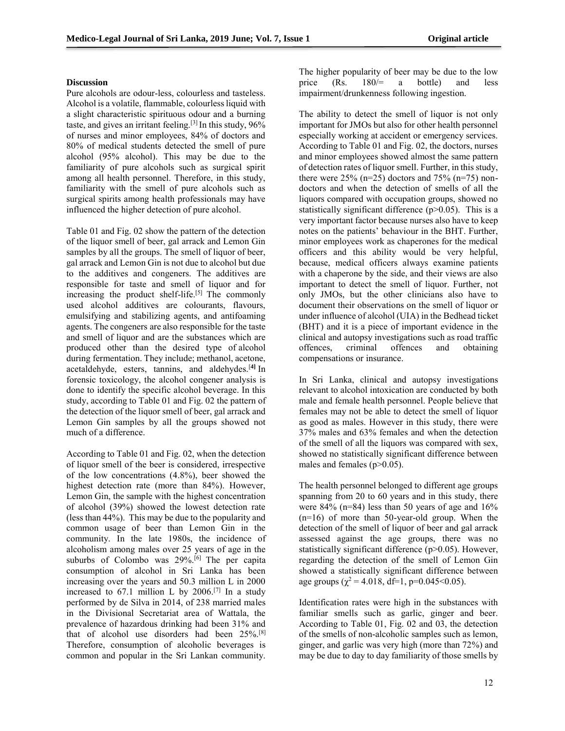## Discussion

Pure alcohols are odour-less, colourless and tasteless. Alcohol is a volatile, flammable, colourless liquid with a slight characteristic spirituous odour and a burning taste, and gives an irritant feeling.[3] In this study, 96% of nurses and minor employees, 84% of doctors and 80% of medical students detected the smell of pure alcohol (95% alcohol). This may be due to the familiarity of pure alcohols such as surgical spirit among all health personnel. Therefore, in this study, familiarity with the smell of pure alcohols such as surgical spirits among health professionals may have influenced the higher detection of pure alcohol.

Table 01 and Fig. 02 show the pattern of the detection of the liquor smell of beer, gal arrack and Lemon Gin samples by all the groups. The smell of liquor of beer, gal arrack and Lemon Gin is not due to alcohol but due to the additives and congeners. The additives are responsible for taste and smell of liquor and for increasing the product shelf-life.[5] The commonly used alcohol additives are colourants, flavours, emulsifying and stabilizing agents, and antifoaming agents. The congeners are also responsible for the taste and smell of liquor and are the substances which are produced other than the desired type of alcohol during fermentation. They include; methanol, acetone, acetaldehyde, esters, tannins, and aldehydes.[4] In forensic toxicology, the alcohol congener analysis is done to identify the specific alcohol beverage. In this study, according to Table 01 and Fig. 02 the pattern of the detection of the liquor smell of beer, gal arrack and Lemon Gin samples by all the groups showed not much of a difference.

According to Table 01 and Fig. 02, when the detection of liquor smell of the beer is considered, irrespective of the low concentrations (4.8%), beer showed the highest detection rate (more than 84%). However, Lemon Gin, the sample with the highest concentration of alcohol (39%) showed the lowest detection rate (less than 44%). This may be due to the popularity and common usage of beer than Lemon Gin in the community. In the late 1980s, the incidence of alcoholism among males over 25 years of age in the suburbs of Colombo was 29%.[6] The per capita consumption of alcohol in Sri Lanka has been increasing over the years and 50.3 million L in 2000 increased to 67.1 million L by 2006.[7] In a study performed by de Silva in 2014, of 238 married males in the Divisional Secretariat area of Wattala, the prevalence of hazardous drinking had been 31% and that of alcohol use disorders had been 25%.[8] Therefore, consumption of alcoholic beverages is common and popular in the Sri Lankan community. The higher popularity of beer may be due to the low price (Rs. 180/= a bottle) and less impairment/drunkenness following ingestion.

The ability to detect the smell of liquor is not only important for JMOs but also for other health personnel especially working at accident or emergency services. According to Table 01 and Fig. 02, the doctors, nurses and minor employees showed almost the same pattern of detection rates of liquor smell. Further, in this study, there were 25% (n=25) doctors and 75% (n=75) non-doctors and when the detection of smells of all the liquors compared with occupation groups, showed no statistically significant difference ($p>0.05$). This is a very important factor because nurses also have to keep notes on the patients' behaviour in the BHT. Further, minor employees work as chaperones for the medical officers and this ability would be very helpful, because, medical officers always examine patients with a chaperone by the side, and their views are also important to detect the smell of liquor. Further, not only JMOs, but the other clinicians also have to document their observations on the smell of liquor or under influence of alcohol (UIA) in the Bedhead ticket (BHT) and it is a piece of important evidence in the clinical and autopsy investigations such as road traffic offences, criminal offences and obtaining compensations or insurance.

In Sri Lanka, clinical and autopsy investigations relevant to alcohol intoxication are conducted by both male and female health personnel. People believe that females may not be able to detect the smell of liquor as good as males. However in this study, there were 37% males and 63% females and when the detection of the smell of all the liquors was compared with sex, showed no statistically significant difference between males and females ($p>0.05$).

The health personnel belonged to different age groups spanning from 20 to 60 years and in this study, there were 84% (n=84) less than 50 years of age and 16% (n=16) of more than 50-year-old group. When the detection of the smell of liquor of beer and gal arrack assessed against the age groups, there was no statistically significant difference ($p>0.05$). However, regarding the detection of the smell of Lemon Gin showed a statistically significant difference between age groups ($\chi^2 = 4.018$, df=1, $p=0.045<0.05$).

Identification rates were high in the substances with familiar smells such as garlic, ginger and beer. According to Table 01, Fig. 02 and 03, the detection of the smells of non-alcoholic samples such as lemon, ginger, and garlic was very high (more than 72%) and may be due to day to day familiarity of those smells by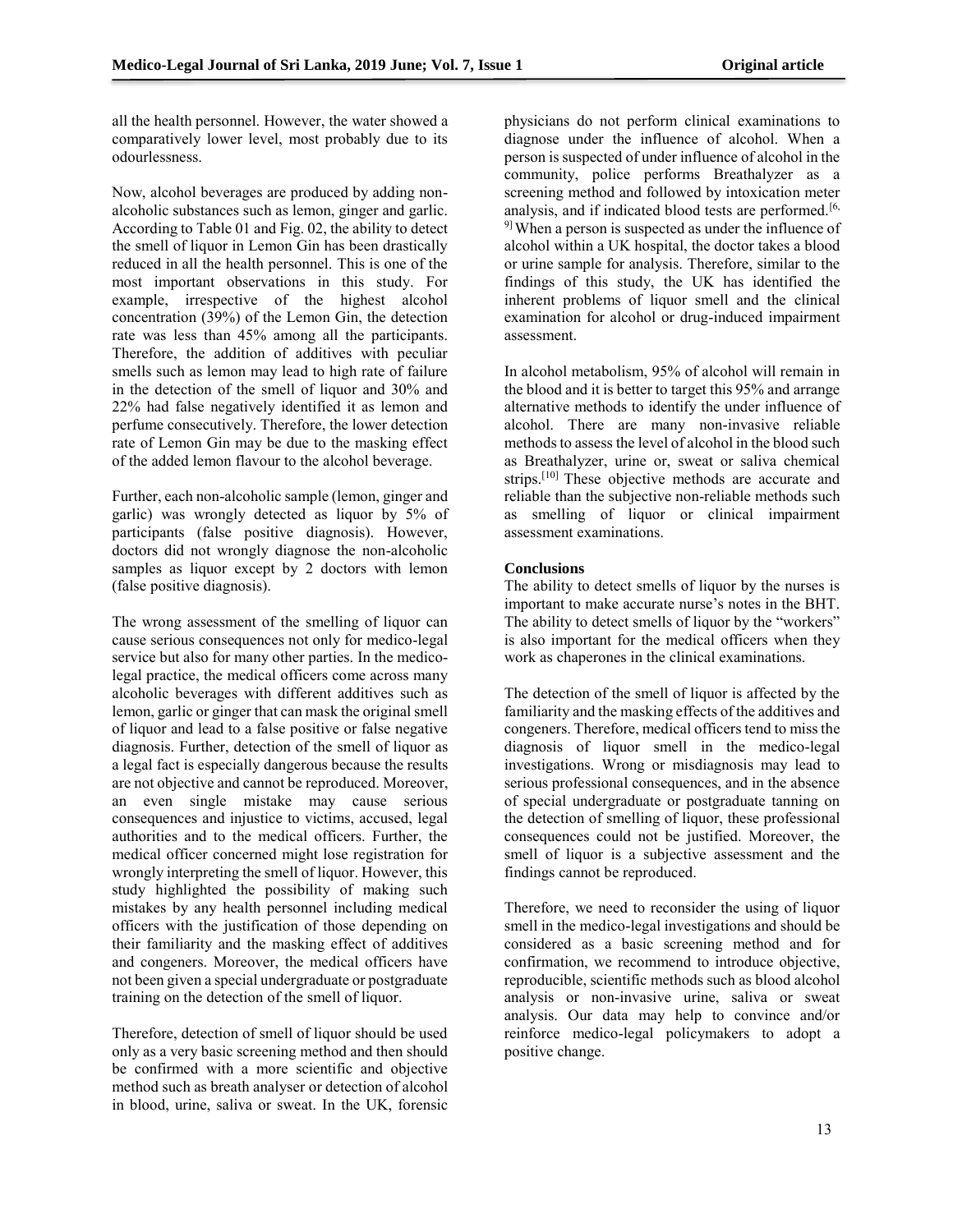all the health personnel. However, the water showed a comparatively lower level, most probably due to its odourlessness.

Now, alcohol beverages are produced by adding non-alcoholic substances such as lemon, ginger and garlic. According to Table 01 and Fig. 02, the ability to detect the smell of liquor in Lemon Gin has been drastically reduced in all the health personnel. This is one of the most important observations in this study. For example, irrespective of the highest alcohol concentration (39%) of the Lemon Gin, the detection rate was less than 45% among all the participants. Therefore, the addition of additives with peculiar smells such as lemon may lead to high rate of failure in the detection of the smell of liquor and 30% and 22% had false negatively identified it as lemon and perfume consecutively. Therefore, the lower detection rate of Lemon Gin may be due to the masking effect of the added lemon flavour to the alcohol beverage.

Further, each non-alcoholic sample (lemon, ginger and garlic) was wrongly detected as liquor by 5% of participants (false positive diagnosis). However, doctors did not wrongly diagnose the non-alcoholic samples as liquor except by 2 doctors with lemon (false positive diagnosis).

The wrong assessment of the smelling of liquor can cause serious consequences not only for medico-legal service but also for many other parties. In the medico-legal practice, the medical officers come across many alcoholic beverages with different additives such as lemon, garlic or ginger that can mask the original smell of liquor and lead to a false positive or false negative diagnosis. Further, detection of the smell of liquor as a legal fact is especially dangerous because the results are not objective and cannot be reproduced. Moreover, an even single mistake may cause serious consequences and injustice to victims, accused, legal authorities and to the medical officers. Further, the medical officer concerned might lose registration for wrongly interpreting the smell of liquor. However, this study highlighted the possibility of making such mistakes by any health personnel including medical officers with the justification of those depending on their familiarity and the masking effect of additives and congeners. Moreover, the medical officers have not been given a special undergraduate or postgraduate training on the detection of the smell of liquor.

Therefore, detection of smell of liquor should be used only as a very basic screening method and then should be confirmed with a more scientific and objective method such as breath analyser or detection of alcohol in blood, urine, saliva or sweat. In the UK, forensic physicians do not perform clinical examinations to diagnose under the influence of alcohol. When a person is suspected of under influence of alcohol in the community, police performs Breathalyzer as a screening method and followed by intoxication meter analysis, and if indicated blood tests are performed.[6, 9] When a person is suspected as under the influence of alcohol within a UK hospital, the doctor takes a blood or urine sample for analysis. Therefore, similar to the findings of this study, the UK has identified the inherent problems of liquor smell and the clinical examination for alcohol or drug-induced impairment assessment.

In alcohol metabolism, 95% of alcohol will remain in the blood and it is better to target this 95% and arrange alternative methods to identify the under influence of alcohol. There are many non-invasive reliable methods to assess the level of alcohol in the blood such as Breathalyzer, urine or, sweat or saliva chemical strips.[10] These objective methods are accurate and reliable than the subjective non-reliable methods such as smelling of liquor or clinical impairment assessment examinations.

## Conclusions

The ability to detect smells of liquor by the nurses is important to make accurate nurse's notes in the BHT. The ability to detect smells of liquor by the "workers" is also important for the medical officers when they work as chaperones in the clinical examinations.

The detection of the smell of liquor is affected by the familiarity and the masking effects of the additives and congeners. Therefore, medical officers tend to miss the diagnosis of liquor smell in the medico-legal investigations. Wrong or misdiagnosis may lead to serious professional consequences, and in the absence of special undergraduate or postgraduate tanning on the detection of smelling of liquor, these professional consequences could not be justified. Moreover, the smell of liquor is a subjective assessment and the findings cannot be reproduced.

Therefore, we need to reconsider the using of liquor smell in the medico-legal investigations and should be considered as a basic screening method and for confirmation, we recommend to introduce objective, reproducible, scientific methods such as blood alcohol analysis or non-invasive urine, saliva or sweat analysis. Our data may help to convince and/or reinforce medico-legal policymakers to adopt a positive change.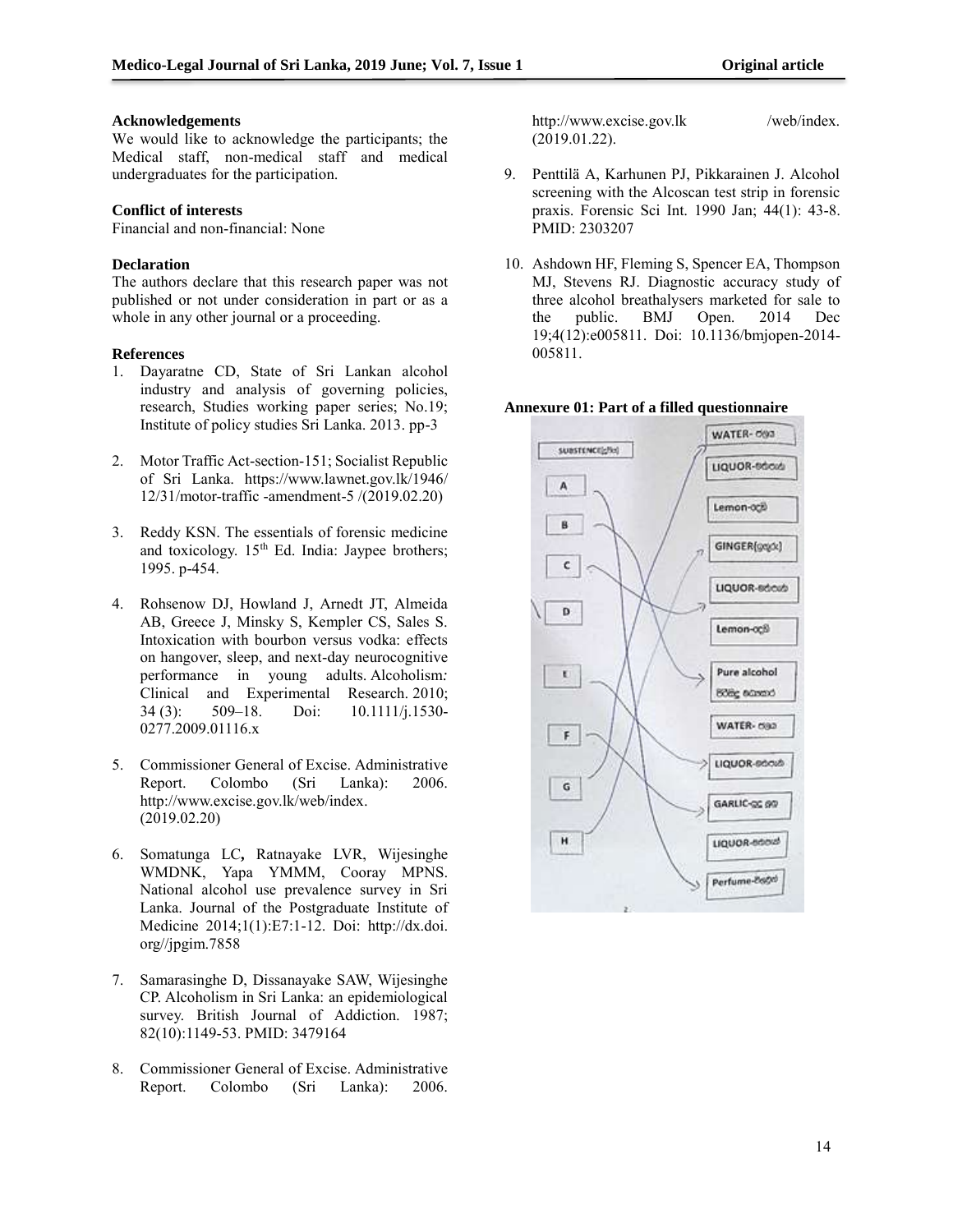### Acknowledgements

We would like to acknowledge the participants; the Medical staff, non-medical staff and medical undergraduates for the participation.

### Conflict of interests

Financial and non-financial: None

### Declaration

The authors declare that this research paper was not published or not under consideration in part or as a whole in any other journal or a proceeding.

### References

1. Dayaratne CD, State of Sri Lankan alcohol industry and analysis of governing policies, research, Studies working paper series; No.19; Institute of policy studies Sri Lanka. 2013. pp-3
2. Motor Traffic Act-section-151; Socialist Republic of Sri Lanka. https://www.lawnet.gov.lk/1946/12/31/motor-traffic -amendment-5 /(2019.02.20)
3. Reddy KSN. The essentials of forensic medicine and toxicology. 15th Ed. India: Jaypee brothers; 1995. p-454.
4. Rohsenow DJ, Howland J, Arnedt JT, Almeida AB, Greece J, Minsky S, Kempler CS, Sales S. Intoxication with bourbon versus vodka: effects on hangover, sleep, and next-day neurocognitive performance in young adults. *Alcoholism: Clinical and Experimental Research*. 2010; 34 (3): 509–18. Doi: 10.1111/j.1530-0277.2009.01116.x
5. Commissioner General of Excise. Administrative Report. Colombo (Sri Lanka): 2006. http://www.excise.gov.lk/web/index. (2019.02.20)
6. Somatunga LC**,** Ratnayake LVR, Wijesinghe WMDNK, Yapa YMMM, Cooray MPNS. National alcohol use prevalence survey in Sri Lanka. Journal of the Postgraduate Institute of Medicine 2014;1(1):E7:1-12. Doi: http://dx.doi.org//jpgim.7858
7. Samarasinghe D, Dissanayake SAW, Wijesinghe CP. Alcoholism in Sri Lanka: an epidemiological survey. British Journal of Addiction. 1987; 82(10):1149-53. PMID: 3479164
8. Commissioner General of Excise. Administrative Report. Colombo (Sri Lanka): 2006. http://www.excise.gov.lk /web/index. (2019.01.22).
9. Penttilä A, Karhunen PJ, Pikkarainen J. Alcohol screening with the Alcoscan test strip in forensic praxis. Forensic Sci Int. 1990 Jan; 44(1): 43-8. PMID: 2303207
10. Ashdown HF, Fleming S, Spencer EA, Thompson MJ, Stevens RJ. Diagnostic accuracy study of three alcohol breathalysers marketed for sale to the public. BMJ Open. 2014 Dec 19;4(12):e005811. Doi: 10.1136/bmjopen-2014-005811.

**Annexure 01: Part of a filled questionnaire**